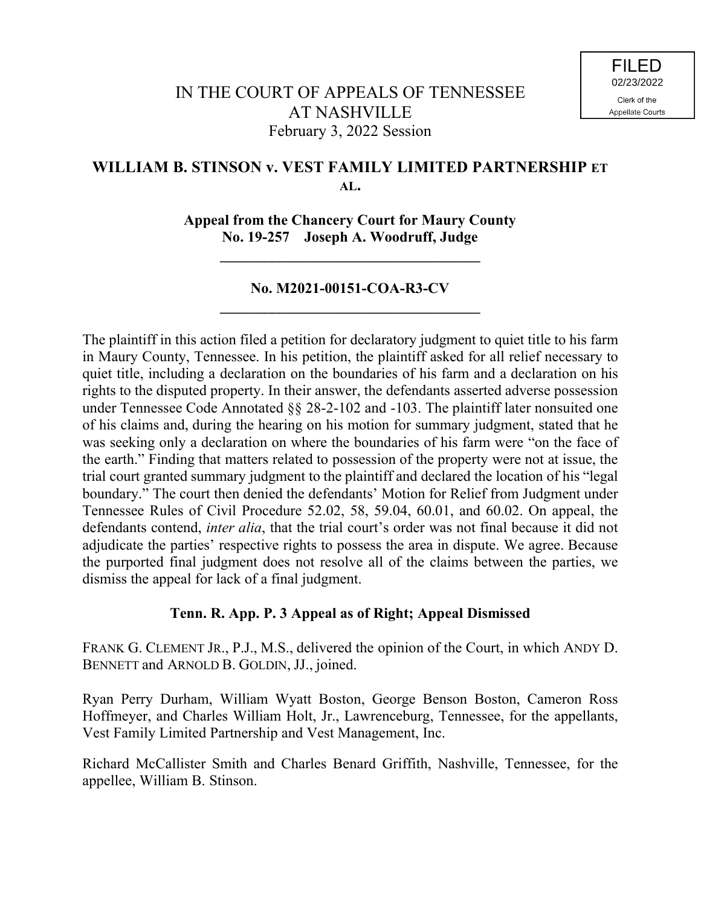FILED
02/23/2022
Clerk of the
Appellate Courts

IN THE COURT OF APPEALS OF TENNESSEE
AT NASHVILLE
February 3, 2022 Session

## WILLIAM B. STINSON v. VEST FAMILY LIMITED PARTNERSHIP ET AL.

**Appeal from the Chancery Court for Maury County**
**No. 19-257 Joseph A. Woodruff, Judge**

---

**No. M2021-00151-COA-R3-CV**

---

The plaintiff in this action filed a petition for declaratory judgment to quiet title to his farm in Maury County, Tennessee. In his petition, the plaintiff asked for all relief necessary to quiet title, including a declaration on the boundaries of his farm and a declaration on his rights to the disputed property. In their answer, the defendants asserted adverse possession under Tennessee Code Annotated §§ 28-2-102 and -103. The plaintiff later nonsuited one of his claims and, during the hearing on his motion for summary judgment, stated that he was seeking only a declaration on where the boundaries of his farm were "on the face of the earth." Finding that matters related to possession of the property were not at issue, the trial court granted summary judgment to the plaintiff and declared the location of his "legal boundary." The court then denied the defendants' Motion for Relief from Judgment under Tennessee Rules of Civil Procedure 52.02, 58, 59.04, 60.01, and 60.02. On appeal, the defendants contend, *inter alia*, that the trial court's order was not final because it did not adjudicate the parties' respective rights to possess the area in dispute. We agree. Because the purported final judgment does not resolve all of the claims between the parties, we dismiss the appeal for lack of a final judgment.

**Tenn. R. App. P. 3 Appeal as of Right; Appeal Dismissed**

FRANK G. CLEMENT JR., P.J., M.S., delivered the opinion of the Court, in which ANDY D. BENNETT and ARNOLD B. GOLDIN, JJ., joined.

Ryan Perry Durham, William Wyatt Boston, George Benson Boston, Cameron Ross Hoffmeyer, and Charles William Holt, Jr., Lawrenceburg, Tennessee, for the appellants, Vest Family Limited Partnership and Vest Management, Inc.

Richard McCallister Smith and Charles Benard Griffith, Nashville, Tennessee, for the appellee, William B. Stinson.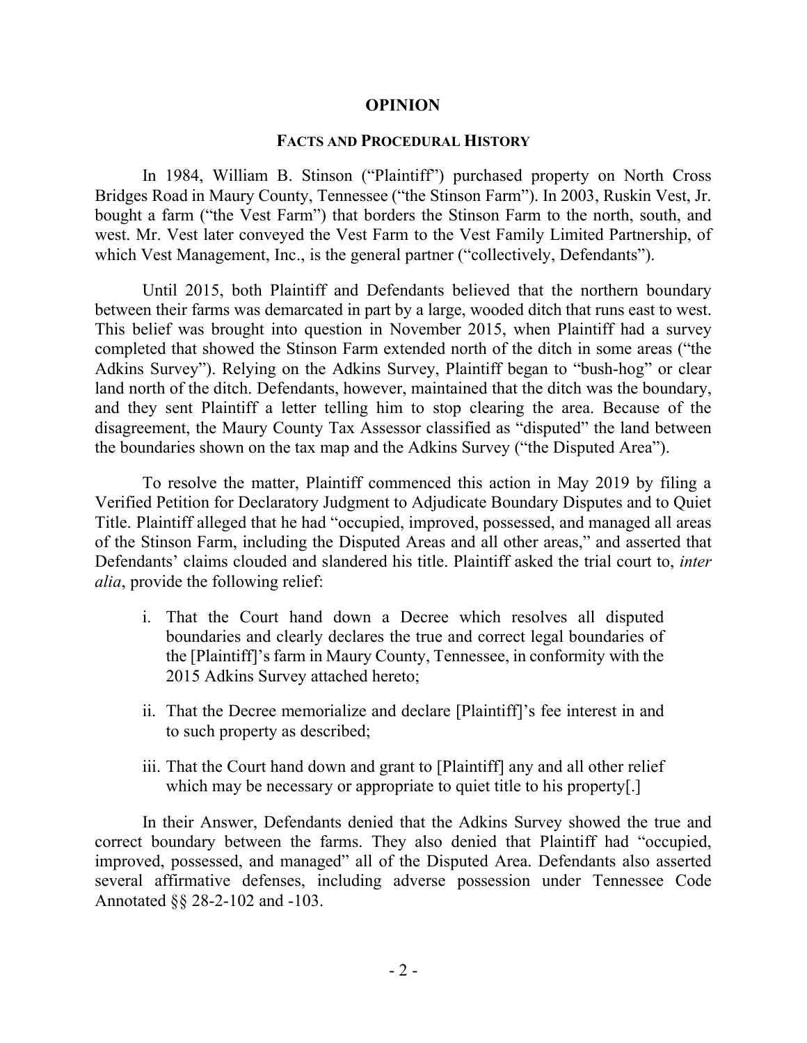## OPINION

### FACTS AND PROCEDURAL HISTORY

In 1984, William B. Stinson ("Plaintiff") purchased property on North Cross Bridges Road in Maury County, Tennessee ("the Stinson Farm"). In 2003, Ruskin Vest, Jr. bought a farm ("the Vest Farm") that borders the Stinson Farm to the north, south, and west. Mr. Vest later conveyed the Vest Farm to the Vest Family Limited Partnership, of which Vest Management, Inc., is the general partner ("collectively, Defendants").

Until 2015, both Plaintiff and Defendants believed that the northern boundary between their farms was demarcated in part by a large, wooded ditch that runs east to west. This belief was brought into question in November 2015, when Plaintiff had a survey completed that showed the Stinson Farm extended north of the ditch in some areas ("the Adkins Survey"). Relying on the Adkins Survey, Plaintiff began to "bush-hog" or clear land north of the ditch. Defendants, however, maintained that the ditch was the boundary, and they sent Plaintiff a letter telling him to stop clearing the area. Because of the disagreement, the Maury County Tax Assessor classified as "disputed" the land between the boundaries shown on the tax map and the Adkins Survey ("the Disputed Area").

To resolve the matter, Plaintiff commenced this action in May 2019 by filing a Verified Petition for Declaratory Judgment to Adjudicate Boundary Disputes and to Quiet Title. Plaintiff alleged that he had "occupied, improved, possessed, and managed all areas of the Stinson Farm, including the Disputed Areas and all other areas," and asserted that Defendants' claims clouded and slandered his title. Plaintiff asked the trial court to, *inter alia*, provide the following relief:

> i. That the Court hand down a Decree which resolves all disputed boundaries and clearly declares the true and correct legal boundaries of the [Plaintiff]'s farm in Maury County, Tennessee, in conformity with the 2015 Adkins Survey attached hereto;
>
> ii. That the Decree memorialize and declare [Plaintiff]'s fee interest in and to such property as described;
>
> iii. That the Court hand down and grant to [Plaintiff] any and all other relief which may be necessary or appropriate to quiet title to his property[.]

In their Answer, Defendants denied that the Adkins Survey showed the true and correct boundary between the farms. They also denied that Plaintiff had "occupied, improved, possessed, and managed" all of the Disputed Area. Defendants also asserted several affirmative defenses, including adverse possession under Tennessee Code Annotated §§ 28-2-102 and -103.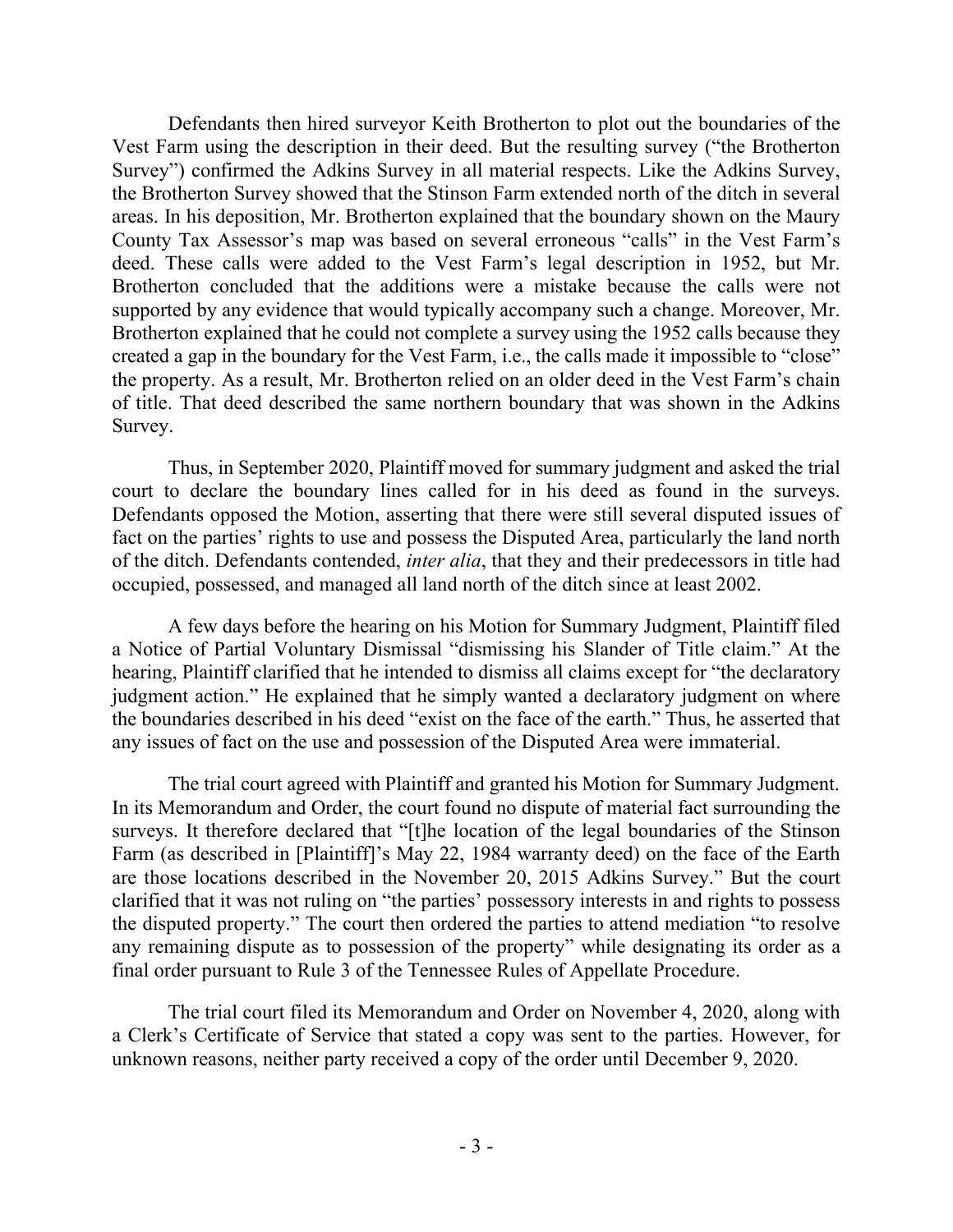Defendants then hired surveyor Keith Brotherton to plot out the boundaries of the Vest Farm using the description in their deed. But the resulting survey ("the Brotherton Survey") confirmed the Adkins Survey in all material respects. Like the Adkins Survey, the Brotherton Survey showed that the Stinson Farm extended north of the ditch in several areas. In his deposition, Mr. Brotherton explained that the boundary shown on the Maury County Tax Assessor's map was based on several erroneous "calls" in the Vest Farm's deed. These calls were added to the Vest Farm's legal description in 1952, but Mr. Brotherton concluded that the additions were a mistake because the calls were not supported by any evidence that would typically accompany such a change. Moreover, Mr. Brotherton explained that he could not complete a survey using the 1952 calls because they created a gap in the boundary for the Vest Farm, i.e., the calls made it impossible to "close" the property. As a result, Mr. Brotherton relied on an older deed in the Vest Farm's chain of title. That deed described the same northern boundary that was shown in the Adkins Survey.

Thus, in September 2020, Plaintiff moved for summary judgment and asked the trial court to declare the boundary lines called for in his deed as found in the surveys. Defendants opposed the Motion, asserting that there were still several disputed issues of fact on the parties' rights to use and possess the Disputed Area, particularly the land north of the ditch. Defendants contended, *inter alia*, that they and their predecessors in title had occupied, possessed, and managed all land north of the ditch since at least 2002.

A few days before the hearing on his Motion for Summary Judgment, Plaintiff filed a Notice of Partial Voluntary Dismissal "dismissing his Slander of Title claim." At the hearing, Plaintiff clarified that he intended to dismiss all claims except for "the declaratory judgment action." He explained that he simply wanted a declaratory judgment on where the boundaries described in his deed "exist on the face of the earth." Thus, he asserted that any issues of fact on the use and possession of the Disputed Area were immaterial.

The trial court agreed with Plaintiff and granted his Motion for Summary Judgment. In its Memorandum and Order, the court found no dispute of material fact surrounding the surveys. It therefore declared that "[t]he location of the legal boundaries of the Stinson Farm (as described in [Plaintiff]'s May 22, 1984 warranty deed) on the face of the Earth are those locations described in the November 20, 2015 Adkins Survey." But the court clarified that it was not ruling on "the parties' possessory interests in and rights to possess the disputed property." The court then ordered the parties to attend mediation "to resolve any remaining dispute as to possession of the property" while designating its order as a final order pursuant to Rule 3 of the Tennessee Rules of Appellate Procedure.

The trial court filed its Memorandum and Order on November 4, 2020, along with a Clerk's Certificate of Service that stated a copy was sent to the parties. However, for unknown reasons, neither party received a copy of the order until December 9, 2020.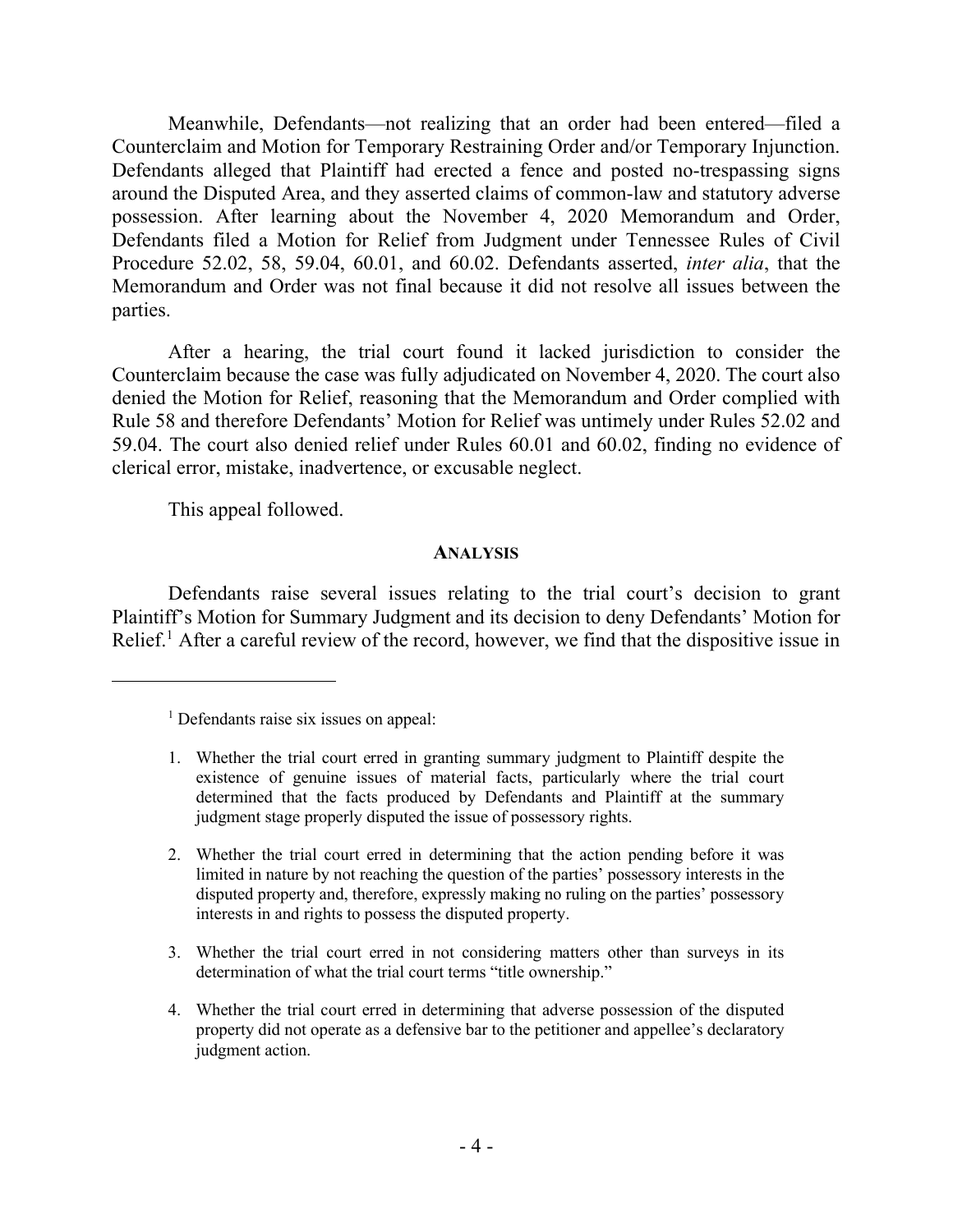Meanwhile, Defendants—not realizing that an order had been entered—filed a Counterclaim and Motion for Temporary Restraining Order and/or Temporary Injunction. Defendants alleged that Plaintiff had erected a fence and posted no-trespassing signs around the Disputed Area, and they asserted claims of common-law and statutory adverse possession. After learning about the November 4, 2020 Memorandum and Order, Defendants filed a Motion for Relief from Judgment under Tennessee Rules of Civil Procedure 52.02, 58, 59.04, 60.01, and 60.02. Defendants asserted, *inter alia*, that the Memorandum and Order was not final because it did not resolve all issues between the parties.

After a hearing, the trial court found it lacked jurisdiction to consider the Counterclaim because the case was fully adjudicated on November 4, 2020. The court also denied the Motion for Relief, reasoning that the Memorandum and Order complied with Rule 58 and therefore Defendants' Motion for Relief was untimely under Rules 52.02 and 59.04. The court also denied relief under Rules 60.01 and 60.02, finding no evidence of clerical error, mistake, inadvertence, or excusable neglect.

This appeal followed.

## ANALYSIS

Defendants raise several issues relating to the trial court's decision to grant Plaintiff's Motion for Summary Judgment and its decision to deny Defendants' Motion for Relief.[1] After a careful review of the record, however, we find that the dispositive issue in

---

[1] Defendants raise six issues on appeal:

1. Whether the trial court erred in granting summary judgment to Plaintiff despite the existence of genuine issues of material facts, particularly where the trial court determined that the facts produced by Defendants and Plaintiff at the summary judgment stage properly disputed the issue of possessory rights.
2. Whether the trial court erred in determining that the action pending before it was limited in nature by not reaching the question of the parties' possessory interests in the disputed property and, therefore, expressly making no ruling on the parties' possessory interests in and rights to possess the disputed property.
3. Whether the trial court erred in not considering matters other than surveys in its determination of what the trial court terms "title ownership."
4. Whether the trial court erred in determining that adverse possession of the disputed property did not operate as a defensive bar to the petitioner and appellee's declaratory judgment action.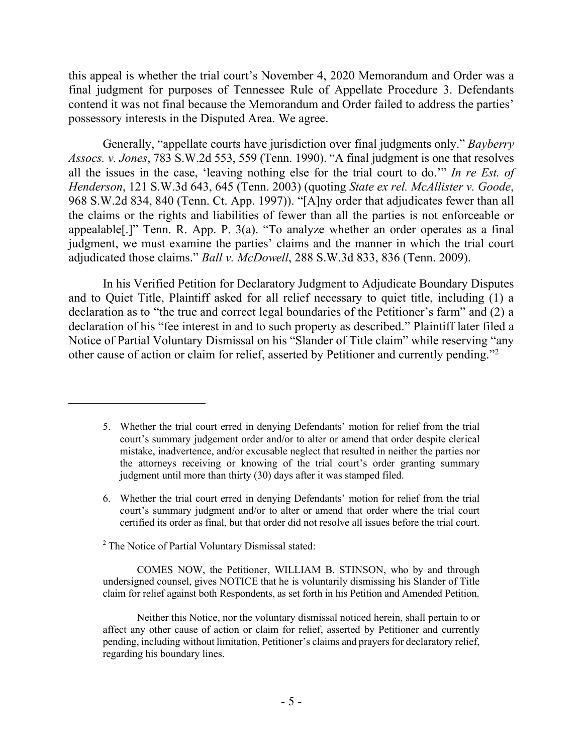this appeal is whether the trial court's November 4, 2020 Memorandum and Order was a final judgment for purposes of Tennessee Rule of Appellate Procedure 3. Defendants contend it was not final because the Memorandum and Order failed to address the parties' possessory interests in the Disputed Area. We agree.

Generally, "appellate courts have jurisdiction over final judgments only." *Bayberry Assocs. v. Jones*, 783 S.W.2d 553, 559 (Tenn. 1990). "A final judgment is one that resolves all the issues in the case, 'leaving nothing else for the trial court to do.'" *In re Est. of Henderson*, 121 S.W.3d 643, 645 (Tenn. 2003) (quoting *State ex rel. McAllister v. Goode*, 968 S.W.2d 834, 840 (Tenn. Ct. App. 1997)). "[A]ny order that adjudicates fewer than all the claims or the rights and liabilities of fewer than all the parties is not enforceable or appealable[.]" Tenn. R. App. P. 3(a). "To analyze whether an order operates as a final judgment, we must examine the parties' claims and the manner in which the trial court adjudicated those claims." *Ball v. McDowell*, 288 S.W.3d 833, 836 (Tenn. 2009).

In his Verified Petition for Declaratory Judgment to Adjudicate Boundary Disputes and to Quiet Title, Plaintiff asked for all relief necessary to quiet title, including (1) a declaration as to "the true and correct legal boundaries of the Petitioner's farm" and (2) a declaration of his "fee interest in and to such property as described." Plaintiff later filed a Notice of Partial Voluntary Dismissal on his "Slander of Title claim" while reserving "any other cause of action or claim for relief, asserted by Petitioner and currently pending."[2]

---

5. Whether the trial court erred in denying Defendants' motion for relief from the trial court's summary judgement order and/or to alter or amend that order despite clerical mistake, inadvertence, and/or excusable neglect that resulted in neither the parties nor the attorneys receiving or knowing of the trial court's order granting summary judgment until more than thirty (30) days after it was stamped filed.

6. Whether the trial court erred in denying Defendants' motion for relief from the trial court's summary judgment and/or to alter or amend that order where the trial court certified its order as final, but that order did not resolve all issues before the trial court.

[2] The Notice of Partial Voluntary Dismissal stated:

> COMES NOW, the Petitioner, WILLIAM B. STINSON, who by and through undersigned counsel, gives NOTICE that he is voluntarily dismissing his Slander of Title claim for relief against both Respondents, as set forth in his Petition and Amended Petition.
>
> Neither this Notice, nor the voluntary dismissal noticed herein, shall pertain to or affect any other cause of action or claim for relief, asserted by Petitioner and currently pending, including without limitation, Petitioner's claims and prayers for declaratory relief, regarding his boundary lines.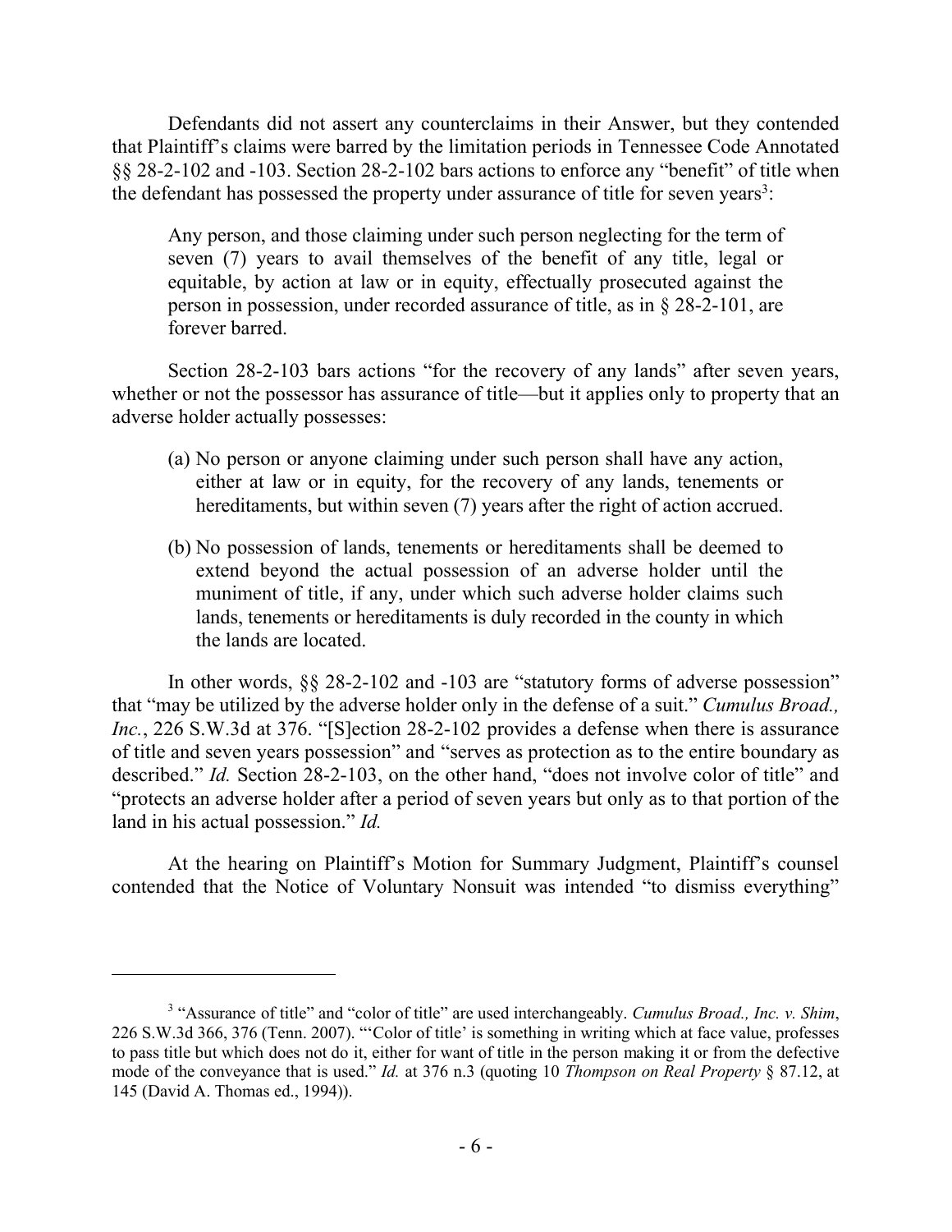Defendants did not assert any counterclaims in their Answer, but they contended that Plaintiff's claims were barred by the limitation periods in Tennessee Code Annotated §§ 28-2-102 and -103. Section 28-2-102 bars actions to enforce any "benefit" of title when the defendant has possessed the property under assurance of title for seven years[3]:

> Any person, and those claiming under such person neglecting for the term of seven (7) years to avail themselves of the benefit of any title, legal or equitable, by action at law or in equity, effectually prosecuted against the person in possession, under recorded assurance of title, as in § 28-2-101, are forever barred.

Section 28-2-103 bars actions "for the recovery of any lands" after seven years, whether or not the possessor has assurance of title—but it applies only to property that an adverse holder actually possesses:

> (a) No person or anyone claiming under such person shall have any action, either at law or in equity, for the recovery of any lands, tenements or hereditaments, but within seven (7) years after the right of action accrued.
>
> (b) No possession of lands, tenements or hereditaments shall be deemed to extend beyond the actual possession of an adverse holder until the muniment of title, if any, under which such adverse holder claims such lands, tenements or hereditaments is duly recorded in the county in which the lands are located.

In other words, §§ 28-2-102 and -103 are "statutory forms of adverse possession" that "may be utilized by the adverse holder only in the defense of a suit." *Cumulus Broad., Inc.*, 226 S.W.3d at 376. "[S]ection 28-2-102 provides a defense when there is assurance of title and seven years possession" and "serves as protection as to the entire boundary as described." *Id.* Section 28-2-103, on the other hand, "does not involve color of title" and "protects an adverse holder after a period of seven years but only as to that portion of the land in his actual possession." *Id.*

At the hearing on Plaintiff's Motion for Summary Judgment, Plaintiff's counsel contended that the Notice of Voluntary Nonsuit was intended "to dismiss everything"

---

[3] "Assurance of title" and "color of title" are used interchangeably. *Cumulus Broad., Inc. v. Shim*, 226 S.W.3d 366, 376 (Tenn. 2007). "'Color of title' is something in writing which at face value, professes to pass title but which does not do it, either for want of title in the person making it or from the defective mode of the conveyance that is used." *Id.* at 376 n.3 (quoting 10 *Thompson on Real Property* § 87.12, at 145 (David A. Thomas ed., 1994)).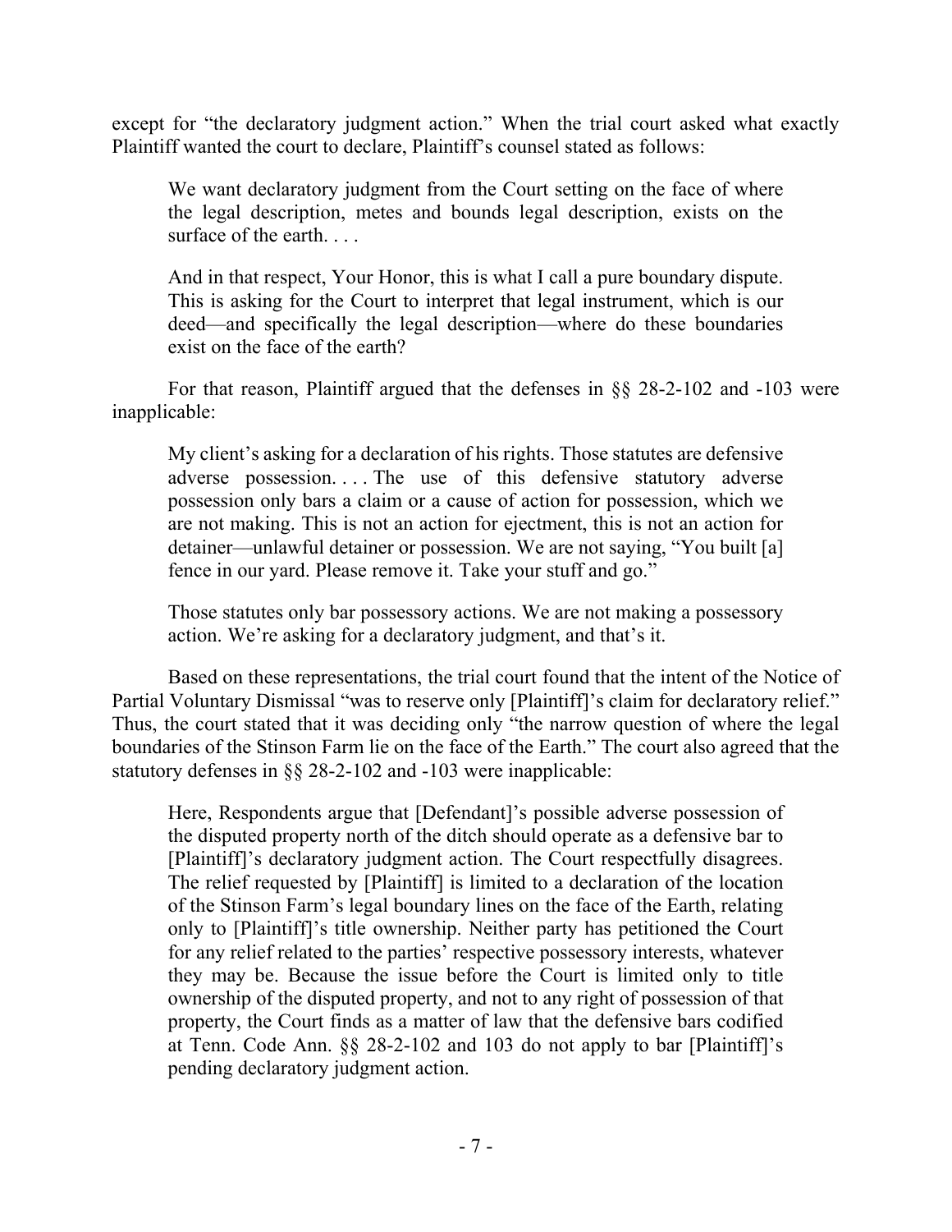except for "the declaratory judgment action." When the trial court asked what exactly Plaintiff wanted the court to declare, Plaintiff's counsel stated as follows:

> We want declaratory judgment from the Court setting on the face of where the legal description, metes and bounds legal description, exists on the surface of the earth. . . .
>
> And in that respect, Your Honor, this is what I call a pure boundary dispute. This is asking for the Court to interpret that legal instrument, which is our deed—and specifically the legal description—where do these boundaries exist on the face of the earth?

For that reason, Plaintiff argued that the defenses in §§ 28-2-102 and -103 were inapplicable:

> My client's asking for a declaration of his rights. Those statutes are defensive adverse possession. . . . The use of this defensive statutory adverse possession only bars a claim or a cause of action for possession, which we are not making. This is not an action for ejectment, this is not an action for detainer—unlawful detainer or possession. We are not saying, "You built [a] fence in our yard. Please remove it. Take your stuff and go."
>
> Those statutes only bar possessory actions. We are not making a possessory action. We're asking for a declaratory judgment, and that's it.

Based on these representations, the trial court found that the intent of the Notice of Partial Voluntary Dismissal "was to reserve only [Plaintiff]'s claim for declaratory relief." Thus, the court stated that it was deciding only "the narrow question of where the legal boundaries of the Stinson Farm lie on the face of the Earth." The court also agreed that the statutory defenses in §§ 28-2-102 and -103 were inapplicable:

> Here, Respondents argue that [Defendant]'s possible adverse possession of the disputed property north of the ditch should operate as a defensive bar to [Plaintiff]'s declaratory judgment action. The Court respectfully disagrees. The relief requested by [Plaintiff] is limited to a declaration of the location of the Stinson Farm's legal boundary lines on the face of the Earth, relating only to [Plaintiff]'s title ownership. Neither party has petitioned the Court for any relief related to the parties' respective possessory interests, whatever they may be. Because the issue before the Court is limited only to title ownership of the disputed property, and not to any right of possession of that property, the Court finds as a matter of law that the defensive bars codified at Tenn. Code Ann. §§ 28-2-102 and 103 do not apply to bar [Plaintiff]'s pending declaratory judgment action.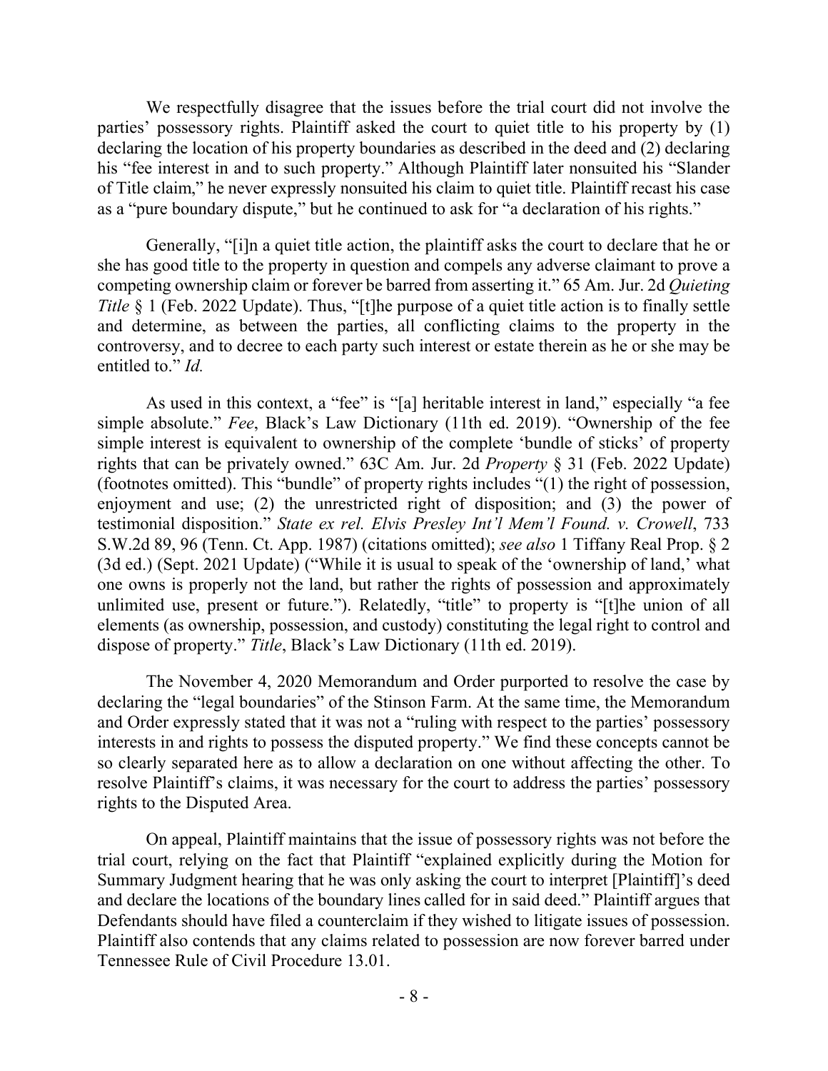We respectfully disagree that the issues before the trial court did not involve the parties' possessory rights. Plaintiff asked the court to quiet title to his property by (1) declaring the location of his property boundaries as described in the deed and (2) declaring his "fee interest in and to such property." Although Plaintiff later nonsuited his "Slander of Title claim," he never expressly nonsuited his claim to quiet title. Plaintiff recast his case as a "pure boundary dispute," but he continued to ask for "a declaration of his rights."

Generally, "[i]n a quiet title action, the plaintiff asks the court to declare that he or she has good title to the property in question and compels any adverse claimant to prove a competing ownership claim or forever be barred from asserting it." 65 Am. Jur. 2d *Quieting Title* § 1 (Feb. 2022 Update). Thus, "[t]he purpose of a quiet title action is to finally settle and determine, as between the parties, all conflicting claims to the property in the controversy, and to decree to each party such interest or estate therein as he or she may be entitled to." *Id.*

As used in this context, a "fee" is "[a] heritable interest in land," especially "a fee simple absolute." *Fee*, Black's Law Dictionary (11th ed. 2019). "Ownership of the fee simple interest is equivalent to ownership of the complete 'bundle of sticks' of property rights that can be privately owned." 63C Am. Jur. 2d *Property* § 31 (Feb. 2022 Update) (footnotes omitted). This "bundle" of property rights includes "(1) the right of possession, enjoyment and use; (2) the unrestricted right of disposition; and (3) the power of testimonial disposition." *State ex rel. Elvis Presley Int'l Mem'l Found. v. Crowell*, 733 S.W.2d 89, 96 (Tenn. Ct. App. 1987) (citations omitted); *see also* 1 Tiffany Real Prop. § 2 (3d ed.) (Sept. 2021 Update) ("While it is usual to speak of the 'ownership of land,' what one owns is properly not the land, but rather the rights of possession and approximately unlimited use, present or future."). Relatedly, "title" to property is "[t]he union of all elements (as ownership, possession, and custody) constituting the legal right to control and dispose of property." *Title*, Black's Law Dictionary (11th ed. 2019).

The November 4, 2020 Memorandum and Order purported to resolve the case by declaring the "legal boundaries" of the Stinson Farm. At the same time, the Memorandum and Order expressly stated that it was not a "ruling with respect to the parties' possessory interests in and rights to possess the disputed property." We find these concepts cannot be so clearly separated here as to allow a declaration on one without affecting the other. To resolve Plaintiff's claims, it was necessary for the court to address the parties' possessory rights to the Disputed Area.

On appeal, Plaintiff maintains that the issue of possessory rights was not before the trial court, relying on the fact that Plaintiff "explained explicitly during the Motion for Summary Judgment hearing that he was only asking the court to interpret [Plaintiff]'s deed and declare the locations of the boundary lines called for in said deed." Plaintiff argues that Defendants should have filed a counterclaim if they wished to litigate issues of possession. Plaintiff also contends that any claims related to possession are now forever barred under Tennessee Rule of Civil Procedure 13.01.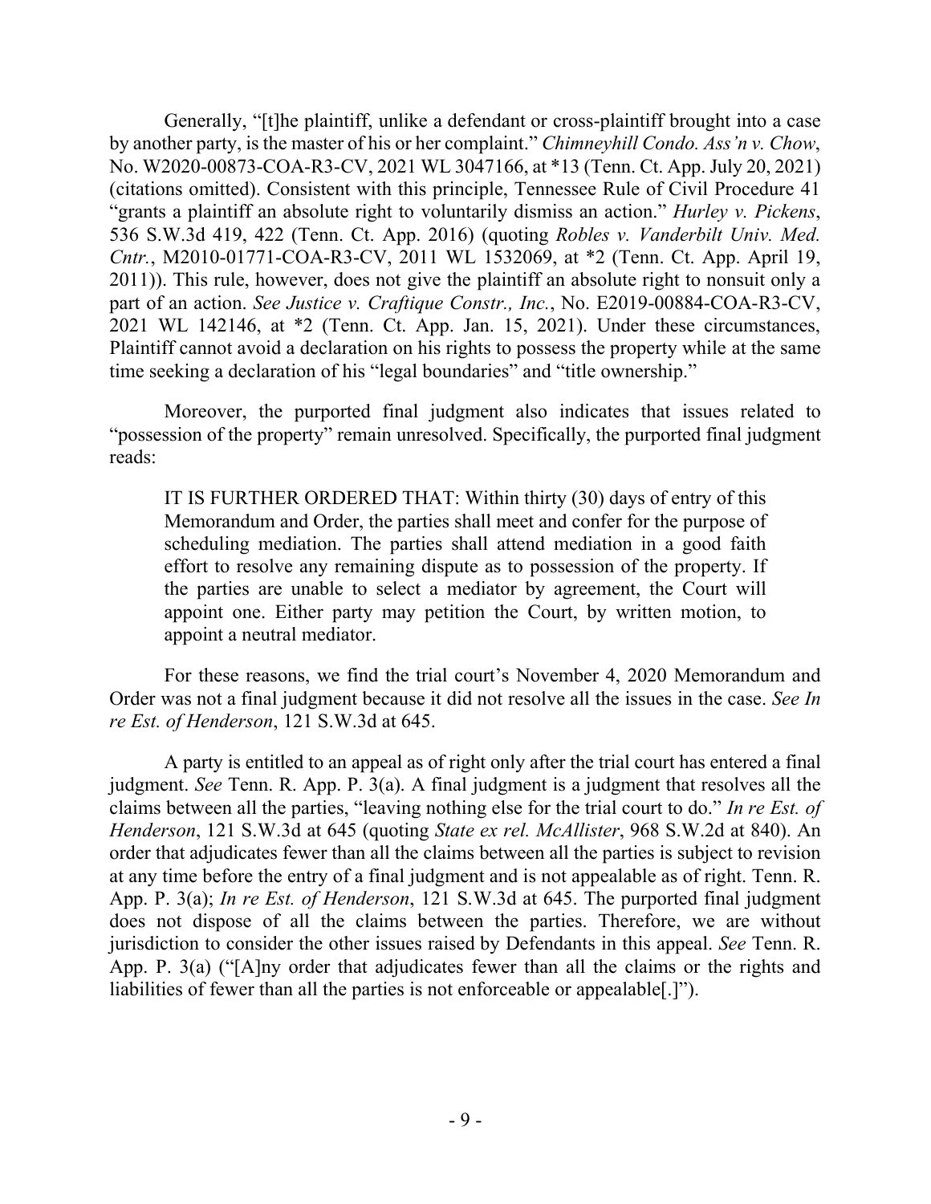Generally, "[t]he plaintiff, unlike a defendant or cross-plaintiff brought into a case by another party, is the master of his or her complaint." *Chimneyhill Condo. Ass'n v. Chow*, No. W2020-00873-COA-R3-CV, 2021 WL 3047166, at *13 (Tenn. Ct. App. July 20, 2021) (citations omitted). Consistent with this principle, Tennessee Rule of Civil Procedure 41 "grants a plaintiff an absolute right to voluntarily dismiss an action." *Hurley v. Pickens*, 536 S.W.3d 419, 422 (Tenn. Ct. App. 2016) (quoting *Robles v. Vanderbilt Univ. Med. Cntr.*, M2010-01771-COA-R3-CV, 2011 WL 1532069, at *2 (Tenn. Ct. App. April 19, 2011)). This rule, however, does not give the plaintiff an absolute right to nonsuit only a part of an action. *See Justice v. Craftique Constr., Inc.*, No. E2019-00884-COA-R3-CV, 2021 WL 142146, at *2 (Tenn. Ct. App. Jan. 15, 2021). Under these circumstances, Plaintiff cannot avoid a declaration on his rights to possess the property while at the same time seeking a declaration of his "legal boundaries" and "title ownership."

Moreover, the purported final judgment also indicates that issues related to "possession of the property" remain unresolved. Specifically, the purported final judgment reads:

> IT IS FURTHER ORDERED THAT: Within thirty (30) days of entry of this Memorandum and Order, the parties shall meet and confer for the purpose of scheduling mediation. The parties shall attend mediation in a good faith effort to resolve any remaining dispute as to possession of the property. If the parties are unable to select a mediator by agreement, the Court will appoint one. Either party may petition the Court, by written motion, to appoint a neutral mediator.

For these reasons, we find the trial court's November 4, 2020 Memorandum and Order was not a final judgment because it did not resolve all the issues in the case. *See In re Est. of Henderson*, 121 S.W.3d at 645.

A party is entitled to an appeal as of right only after the trial court has entered a final judgment. *See* Tenn. R. App. P. 3(a). A final judgment is a judgment that resolves all the claims between all the parties, "leaving nothing else for the trial court to do." *In re Est. of Henderson*, 121 S.W.3d at 645 (quoting *State ex rel. McAllister*, 968 S.W.2d at 840). An order that adjudicates fewer than all the claims between all the parties is subject to revision at any time before the entry of a final judgment and is not appealable as of right. Tenn. R. App. P. 3(a); *In re Est. of Henderson*, 121 S.W.3d at 645. The purported final judgment does not dispose of all the claims between the parties. Therefore, we are without jurisdiction to consider the other issues raised by Defendants in this appeal. *See* Tenn. R. App. P. 3(a) ("[A]ny order that adjudicates fewer than all the claims or the rights and liabilities of fewer than all the parties is not enforceable or appealable[.]").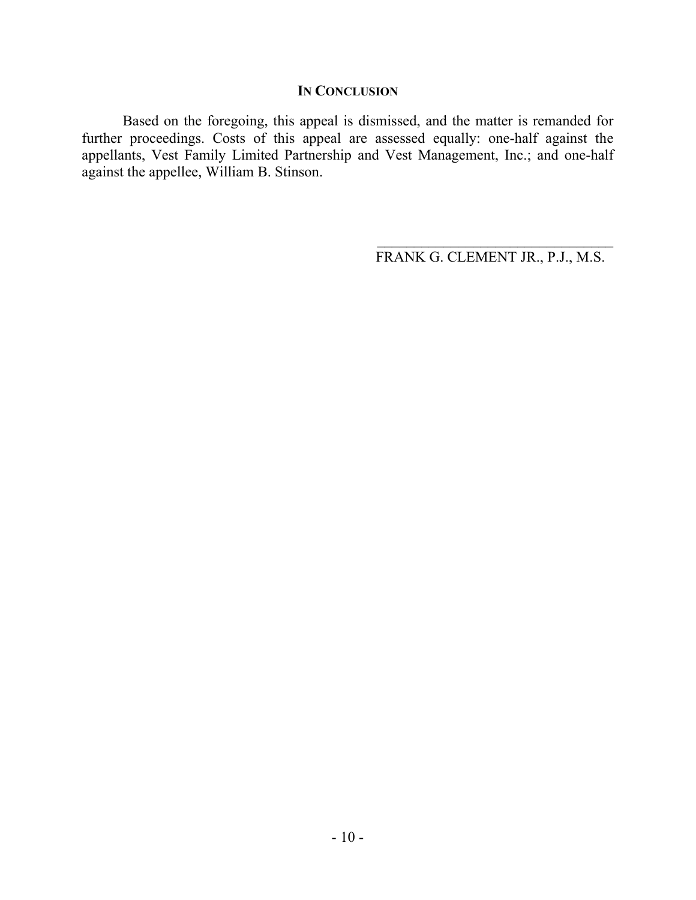## IN CONCLUSION

Based on the foregoing, this appeal is dismissed, and the matter is remanded for further proceedings. Costs of this appeal are assessed equally: one-half against the appellants, Vest Family Limited Partnership and Vest Management, Inc.; and one-half against the appellee, William B. Stinson.

\_\_\_\_\_\_\_\_\_\_\_\_\_\_\_\_\_\_\_\_\_\_\_\_\_\_\_\_\_\_\_\_\_

FRANK G. CLEMENT JR., P.J., M.S.